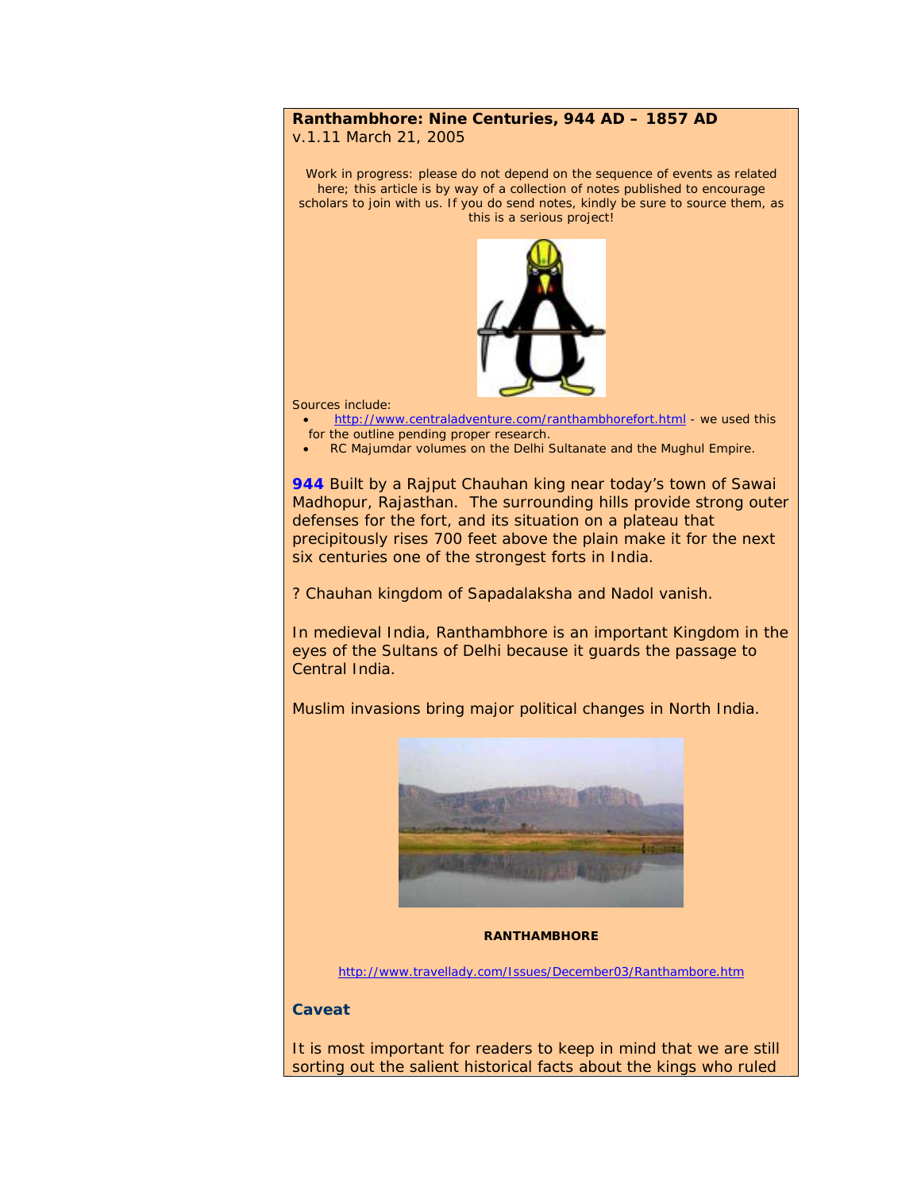**Ranthambhore: Nine Centuries, 944 AD – 1857 AD**
v.1.11 March 21, 2005

*Work in progress: please do not depend on the sequence of events as related here; this article is by way of a collection of notes published to encourage scholars to join with us. If you do send notes, kindly be sure to source them, as this is a serious project!*

Sources include:

- http://www.centraladventure.com/ranthambhorefort.html - we used this for the outline pending proper research.
- RC Majumdar volumes on the Delhi Sultanate and the Mughul Empire.

**944** Built by a Rajput Chauhan king near today's town of Sawai Madhopur, Rajasthan. The surrounding hills provide strong outer defenses for the fort, and its situation on a plateau that precipitously rises 700 feet above the plain make it for the next six centuries one of the strongest forts in India.

? Chauhan kingdom of Sapadalaksha and Nadol vanish.

In medieval India, Ranthambhore is an important Kingdom in the eyes of the Sultans of Delhi because it guards the passage to Central India.

Muslim invasions bring major political changes in North India.

**RANTHAMBHORE**

http://www.travellady.com/Issues/December03/Ranthambore.htm

### Caveat

It is most important for readers to keep in mind that we are still sorting out the salient historical facts about the kings who ruled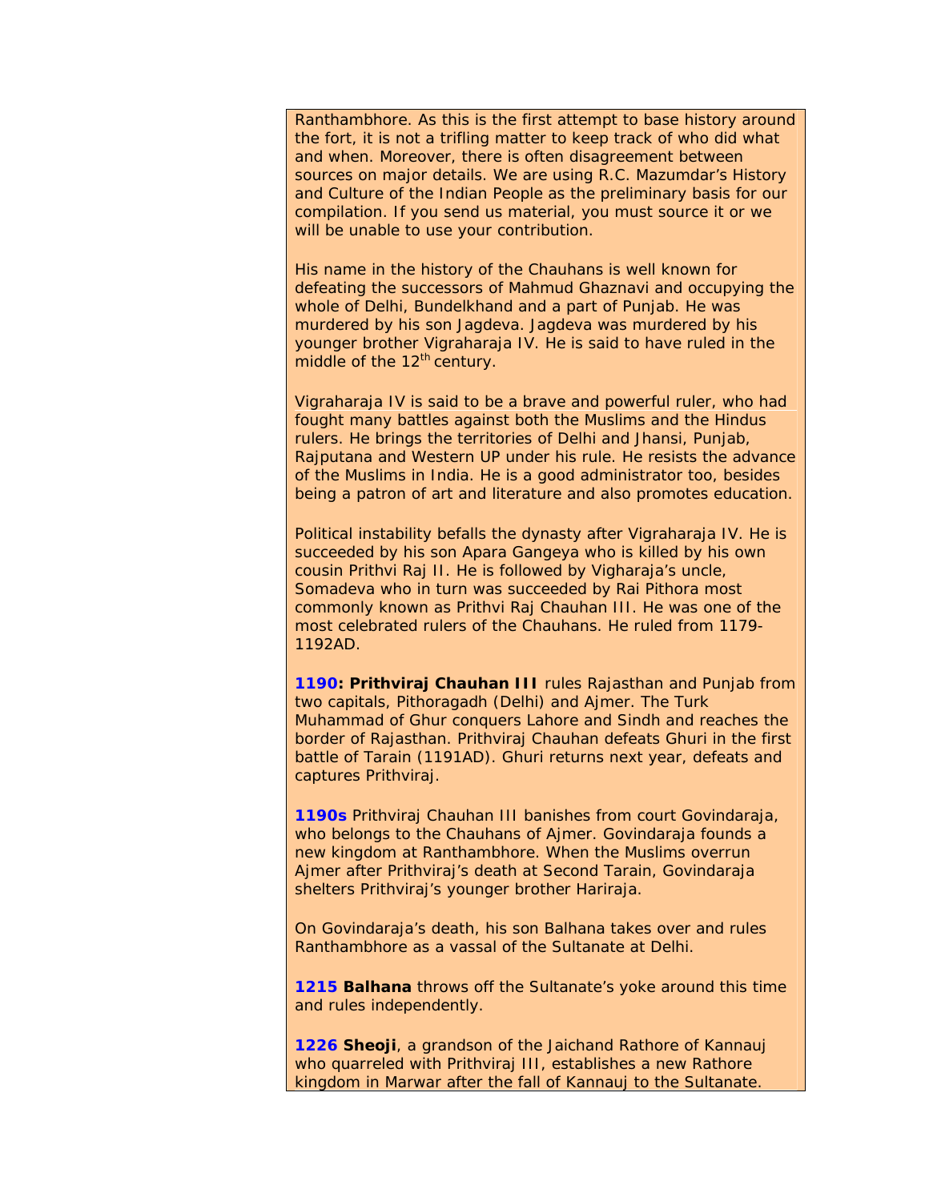Ranthambhore. As this is the first attempt to base history around the fort, it is not a trifling matter to keep track of who did what and when. Moreover, there is often disagreement between sources on major details. We are using R.C. Mazumdar's History and Culture of the Indian People as the preliminary basis for our compilation. If you send us material, you must source it or we will be unable to use your contribution.

His name in the history of the Chauhans is well known for defeating the successors of Mahmud Ghaznavi and occupying the whole of Delhi, Bundelkhand and a part of Punjab. He was murdered by his son Jagdeva. Jagdeva was murdered by his younger brother Vigraharaja IV. He is said to have ruled in the middle of the 12th century.

Vigraharaja IV is said to be a brave and powerful ruler, who had fought many battles against both the Muslims and the Hindus rulers. He brings the territories of Delhi and Jhansi, Punjab, Rajputana and Western UP under his rule. He resists the advance of the Muslims in India. He is a good administrator too, besides being a patron of art and literature and also promotes education.

Political instability befalls the dynasty after Vigraharaja IV. He is succeeded by his son Apara Gangeya who is killed by his own cousin Prithvi Raj II. He is followed by Vigharaja's uncle, Somadeva who in turn was succeeded by Rai Pithora most commonly known as Prithvi Raj Chauhan III. He was one of the most celebrated rulers of the Chauhans. He ruled from 1179-1192AD.

**1190: Prithviraj Chauhan III** rules Rajasthan and Punjab from two capitals, Pithoragadh (Delhi) and Ajmer. The Turk Muhammad of Ghur conquers Lahore and Sindh and reaches the border of Rajasthan. Prithviraj Chauhan defeats Ghuri in the first battle of Tarain (1191AD). Ghuri returns next year, defeats and captures Prithviraj.

**1190s** Prithviraj Chauhan III banishes from court Govindaraja, who belongs to the Chauhans of Ajmer. Govindaraja founds a new kingdom at Ranthambhore. When the Muslims overrun Ajmer after Prithviraj's death at Second Tarain, Govindaraja shelters Prithviraj's younger brother Hariraja.

On Govindaraja's death, his son Balhana takes over and rules Ranthambhore as a vassal of the Sultanate at Delhi.

**1215 Balhana** throws off the Sultanate's yoke around this time and rules independently.

**1226 Sheoji**, a grandson of the Jaichand Rathore of Kannauj who quarreled with Prithviraj III, establishes a new Rathore kingdom in Marwar after the fall of Kannauj to the Sultanate.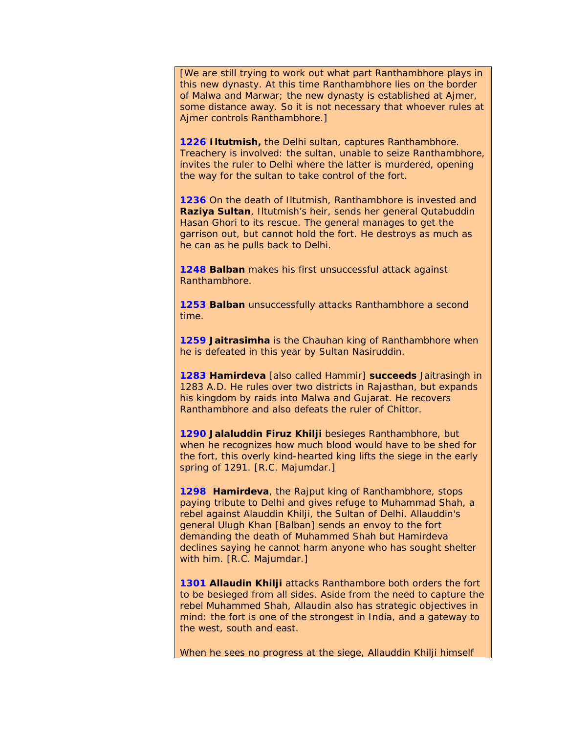[We are still trying to work out what part Ranthambhore plays in this new dynasty. At this time Ranthambhore lies on the border of Malwa and Marwar; the new dynasty is established at Ajmer, some distance away. So it is not necessary that whoever rules at Ajmer controls Ranthambhore.]

**1226 Iltutmish,** the Delhi sultan, captures Ranthambhore. Treachery is involved: the sultan, unable to seize Ranthambhore, invites the ruler to Delhi where the latter is murdered, opening the way for the sultan to take control of the fort.

**1236** On the death of Iltutmish, Ranthambhore is invested and **Raziya Sultan**, Iltutmish's heir, sends her general Qutabuddin Hasan Ghori to its rescue. The general manages to get the garrison out, but cannot hold the fort. He destroys as much as he can as he pulls back to Delhi.

**1248 Balban** makes his first unsuccessful attack against Ranthambhore.

**1253 Balban** unsuccessfully attacks Ranthambhore a second time.

**1259 Jaitrasimha** is the Chauhan king of Ranthambhore when he is defeated in this year by Sultan Nasiruddin.

**1283 Hamirdeva** [also called Hammir] **succeeds** Jaitrasingh in 1283 A.D. He rules over two districts in Rajasthan, but expands his kingdom by raids into Malwa and Gujarat. He recovers Ranthambhore and also defeats the ruler of Chittor.

**1290 Jalaluddin Firuz Khilji** besieges Ranthambhore, but when he recognizes how much blood would have to be shed for the fort, this overly kind-hearted king lifts the siege in the early spring of 1291. [R.C. Majumdar.]

**1298 Hamirdeva**, the Rajput king of Ranthambhore, stops paying tribute to Delhi and gives refuge to Muhammad Shah, a rebel against Alauddin Khilji, the Sultan of Delhi. Allauddin's general Ulugh Khan [Balban] sends an envoy to the fort demanding the death of Muhammed Shah but Hamirdeva declines saying he cannot harm anyone who has sought shelter with him. [R.C. Majumdar.]

**1301 Allaudin Khilji** attacks Ranthambore both orders the fort to be besieged from all sides. Aside from the need to capture the rebel Muhammed Shah, Allaudin also has strategic objectives in mind: the fort is one of the strongest in India, and a gateway to the west, south and east.

When he sees no progress at the siege, Allauddin Khilji himself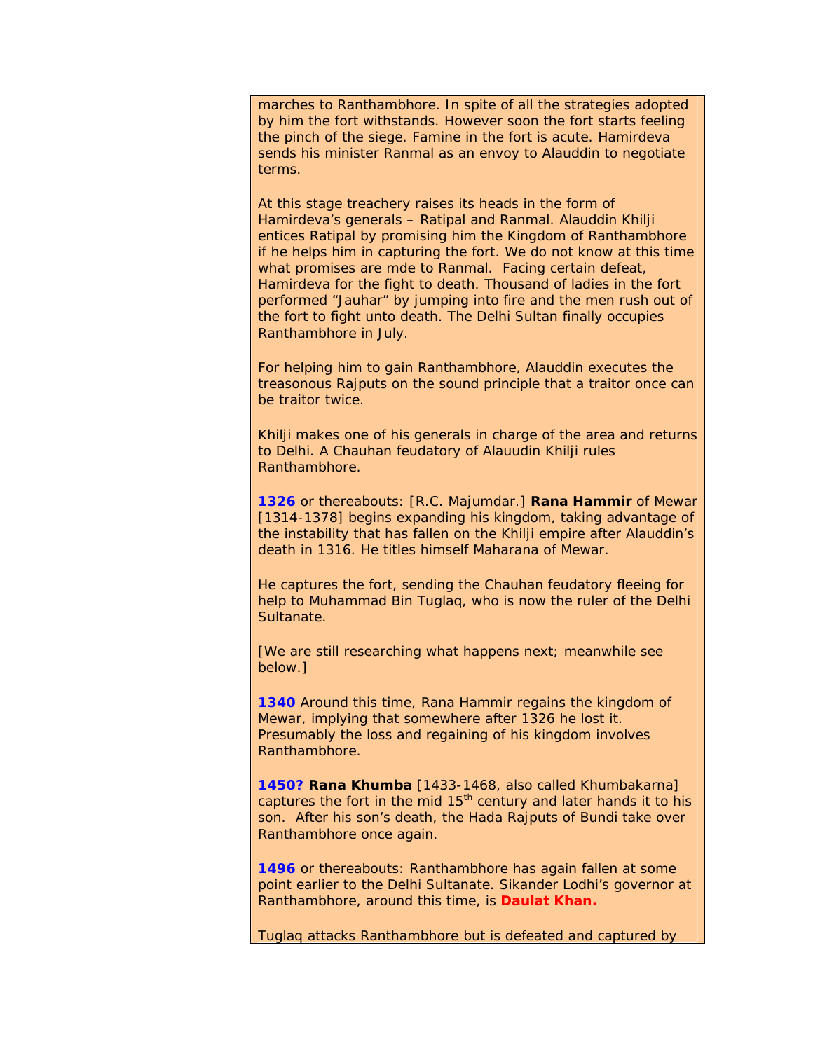marches to Ranthambhore. In spite of all the strategies adopted by him the fort withstands. However soon the fort starts feeling the pinch of the siege. Famine in the fort is acute. Hamirdeva sends his minister Ranmal as an envoy to Alauddin to negotiate terms.

At this stage treachery raises its heads in the form of Hamirdeva's generals – Ratipal and Ranmal. Alauddin Khilji entices Ratipal by promising him the Kingdom of Ranthambhore if he helps him in capturing the fort. We do not know at this time what promises are mde to Ranmal. Facing certain defeat, Hamirdeva for the fight to death. Thousand of ladies in the fort performed "Jauhar" by jumping into fire and the men rush out of the fort to fight unto death. The Delhi Sultan finally occupies Ranthambhore in July.

---

For helping him to gain Ranthambhore, Alauddin executes the treasonous Rajputs on the sound principle that a traitor once can be traitor twice.

Khilji makes one of his generals in charge of the area and returns to Delhi. A Chauhan feudatory of Alauudin Khilji rules Ranthambhore.

**1326** or thereabouts: [R.C. Majumdar.] **Rana Hammir** of Mewar [1314-1378] begins expanding his kingdom, taking advantage of the instability that has fallen on the Khilji empire after Alauddin's death in 1316. He titles himself Maharana of Mewar.

He captures the fort, sending the Chauhan feudatory fleeing for help to Muhammad Bin Tuglaq, who is now the ruler of the Delhi Sultanate.

[We are still researching what happens next; meanwhile see below.]

**1340** Around this time, Rana Hammir regains the kingdom of Mewar, implying that somewhere after 1326 he lost it. Presumably the loss and regaining of his kingdom involves Ranthambhore.

**1450? Rana Khumba** [1433-1468, also called Khumbakarna] captures the fort in the mid 15th century and later hands it to his son. After his son's death, the Hada Rajputs of Bundi take over Ranthambhore once again.

**1496** or thereabouts: Ranthambhore has again fallen at some point earlier to the Delhi Sultanate. Sikander Lodhi's governor at Ranthambhore, around this time, is **Daulat Khan.**

Tuglaq attacks Ranthambhore but is defeated and captured by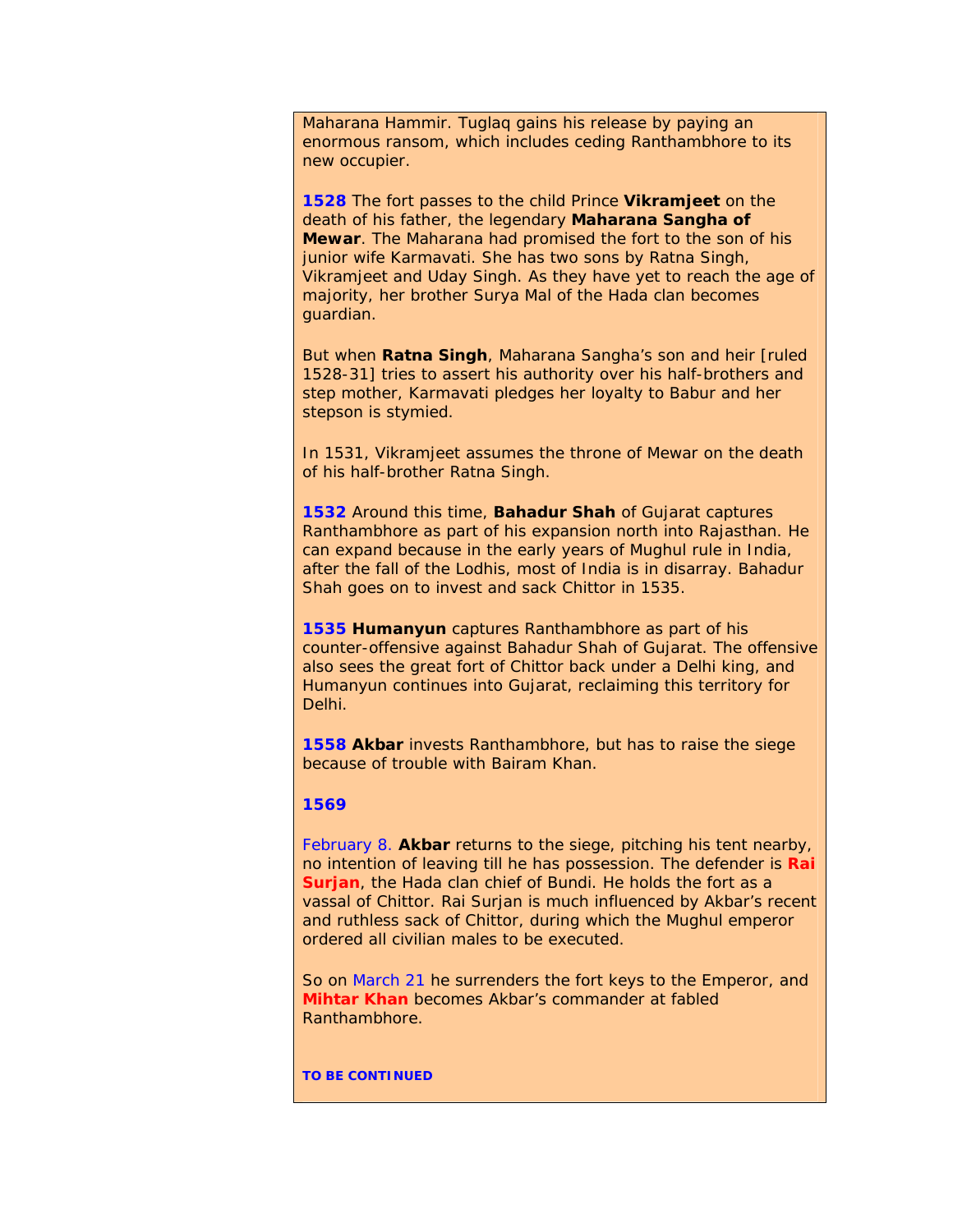Maharana Hammir. Tuglaq gains his release by paying an enormous ransom, which includes ceding Ranthambhore to its new occupier.

**1528** The fort passes to the child Prince **Vikramjeet** on the death of his father, the legendary **Maharana Sangha of Mewar**. The Maharana had promised the fort to the son of his junior wife Karmavati. She has two sons by Ratna Singh, Vikramjeet and Uday Singh. As they have yet to reach the age of majority, her brother Surya Mal of the Hada clan becomes guardian.

But when **Ratna Singh**, Maharana Sangha's son and heir [ruled 1528-31] tries to assert his authority over his half-brothers and step mother, Karmavati pledges her loyalty to Babur and her stepson is stymied.

In 1531, Vikramjeet assumes the throne of Mewar on the death of his half-brother Ratna Singh.

**1532** Around this time, **Bahadur Shah** of Gujarat captures Ranthambhore as part of his expansion north into Rajasthan. He can expand because in the early years of Mughul rule in India, after the fall of the Lodhis, most of India is in disarray. Bahadur Shah goes on to invest and sack Chittor in 1535.

**1535 Humanyun** captures Ranthambhore as part of his counter-offensive against Bahadur Shah of Gujarat. The offensive also sees the great fort of Chittor back under a Delhi king, and Humanyun continues into Gujarat, reclaiming this territory for Delhi.

**1558 Akbar** invests Ranthambhore, but has to raise the siege because of trouble with Bairam Khan.

**1569**

February 8. **Akbar** returns to the siege, pitching his tent nearby, no intention of leaving till he has possession. The defender is **Rai Surjan**, the Hada clan chief of Bundi. He holds the fort as a vassal of Chittor. Rai Surjan is much influenced by Akbar's recent and ruthless sack of Chittor, during which the Mughul emperor ordered all civilian males to be executed.

So on March 21 he surrenders the fort keys to the Emperor, and **Mihtar Khan** becomes Akbar's commander at fabled Ranthambhore.

**TO BE CONTINUED**